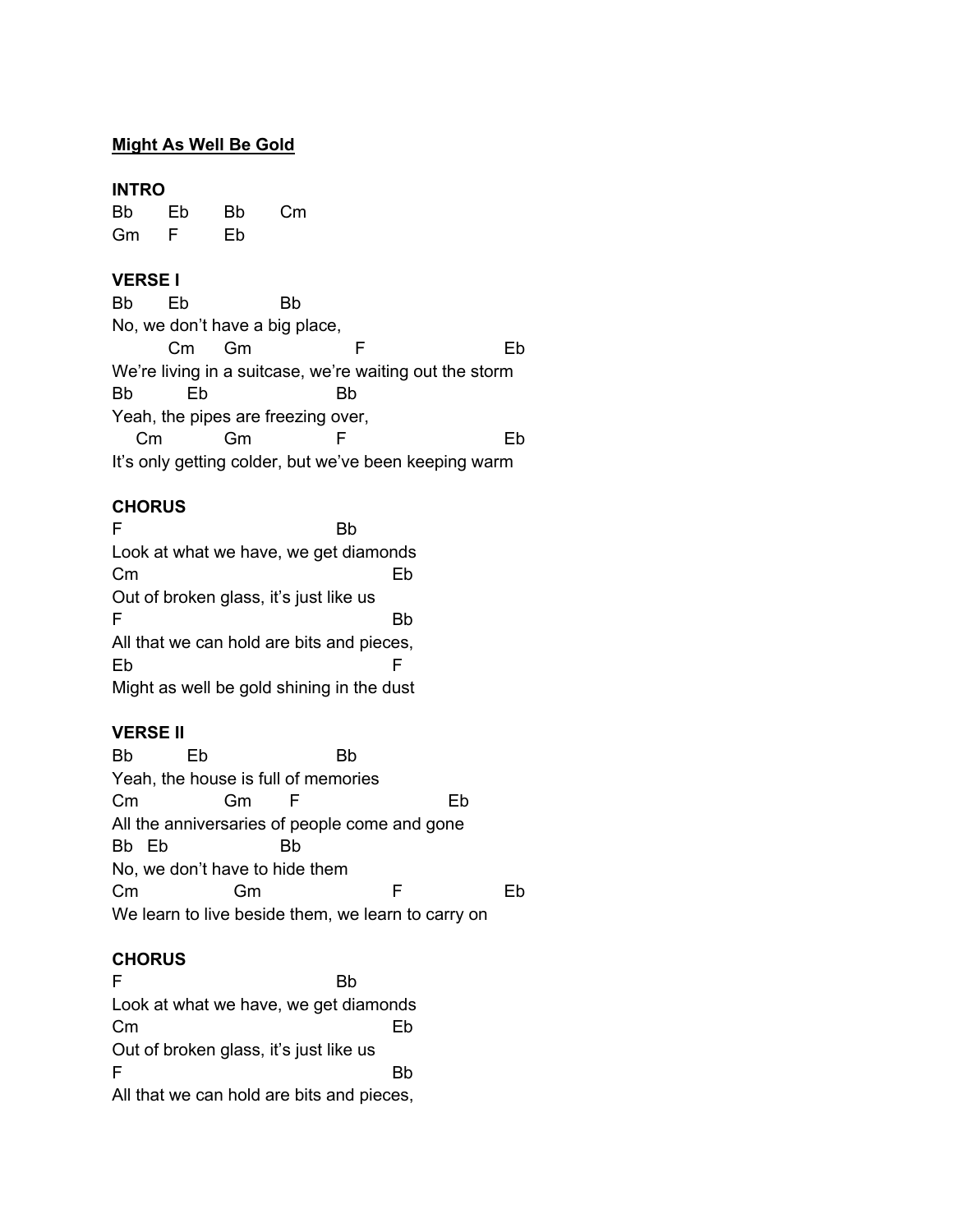**Might As Well Be Gold**

**INTRO**

```
Bb      Eb      Bb      Cm
Gm      F       Eb
```

**VERSE I**

```
Bb      Eb              Bb
No, we don't have a big place,
          Cm      Gm                  F                       Eb
We're living in a suitcase, we're waiting out the storm
Bb          Eb                    Bb
Yeah, the pipes are freezing over,
    Cm            Gm                 F                        Eb
It's only getting colder, but we've been keeping warm
```

**CHORUS**

```
F                                  Bb
Look at what we have, we get diamonds
Cm                                         Eb
Out of broken glass, it's just like us
F                                          Bb
All that we can hold are bits and pieces,
Eb                                         F
Might as well be gold shining in the dust
```

**VERSE II**

```
Bb          Eb                    Bb
Yeah, the house is full of memories
Cm                Gm       F                      Eb
All the anniversaries of people come and gone
Bb   Eb                 Bb
No, we don't have to hide them
Cm                  Gm                      F                 Eb
We learn to live beside them, we learn to carry on
```

**CHORUS**

```
F                                  Bb
Look at what we have, we get diamonds
Cm                                         Eb
Out of broken glass, it's just like us
F                                          Bb
All that we can hold are bits and pieces,
```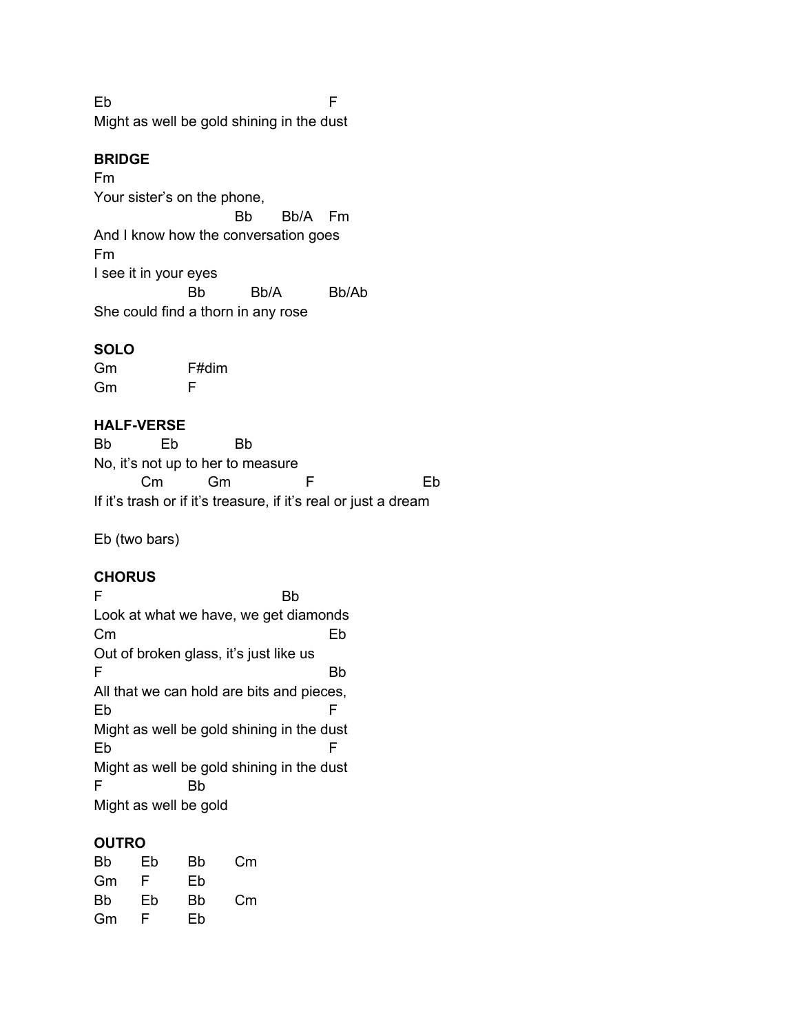```
Eb                                          F
Might as well be gold shining in the dust
```

**BRIDGE**

```
Fm
Your sister's on the phone,
                              Bb      Bb/A    Fm
And I know how the conversation goes
Fm
I see it in your eyes
                      Bb         Bb/A          Bb/Ab
She could find a thorn in any rose
```

**SOLO**

```
Gm              F#dim
Gm              F
```

**HALF-VERSE**

```
Bb          Eb            Bb
No, it's not up to her to measure
          Cm          Gm                F                        Eb
If it's trash or if it's treasure, if it's real or just a dream

Eb (two bars)
```

**CHORUS**

```
F                               Bb
Look at what we have, we get diamonds
Cm                                      Eb
Out of broken glass, it's just like us
F                                       Bb
All that we can hold are bits and pieces,
Eb                                      F
Might as well be gold shining in the dust
Eb                                      F
Might as well be gold shining in the dust
F                 Bb
Might as well be gold
```

**OUTRO**

```
Bb      Eb      Bb      Cm
Gm      F       Eb
Bb      Eb      Bb      Cm
Gm      F       Eb
```